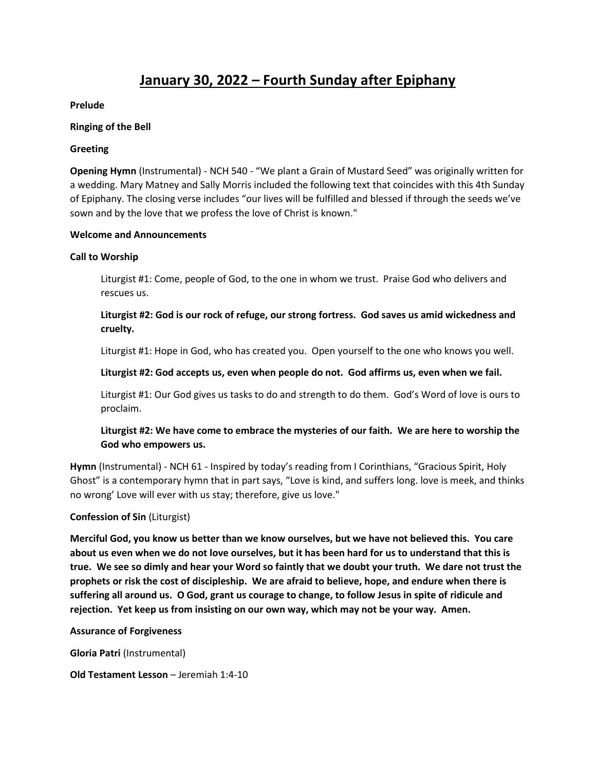# January 30, 2022 – Fourth Sunday after Epiphany

**Prelude**

**Ringing of the Bell**

**Greeting**

**Opening Hymn** (Instrumental) - NCH 540 - "We plant a Grain of Mustard Seed" was originally written for a wedding. Mary Matney and Sally Morris included the following text that coincides with this 4th Sunday of Epiphany. The closing verse includes "our lives will be fulfilled and blessed if through the seeds we've sown and by the love that we profess the love of Christ is known."

**Welcome and Announcements**

**Call to Worship**

> Liturgist #1: Come, people of God, to the one in whom we trust. Praise God who delivers and rescues us.
>
> **Liturgist #2: God is our rock of refuge, our strong fortress. God saves us amid wickedness and cruelty.**
>
> Liturgist #1: Hope in God, who has created you. Open yourself to the one who knows you well.
>
> **Liturgist #2: God accepts us, even when people do not. God affirms us, even when we fail.**
>
> Liturgist #1: Our God gives us tasks to do and strength to do them. God's Word of love is ours to proclaim.
>
> **Liturgist #2: We have come to embrace the mysteries of our faith. We are here to worship the God who empowers us.**

**Hymn** (Instrumental) - NCH 61 - Inspired by today's reading from I Corinthians, "Gracious Spirit, Holy Ghost" is a contemporary hymn that in part says, "Love is kind, and suffers long. love is meek, and thinks no wrong' Love will ever with us stay; therefore, give us love."

**Confession of Sin** (Liturgist)

**Merciful God, you know us better than we know ourselves, but we have not believed this. You care about us even when we do not love ourselves, but it has been hard for us to understand that this is true. We see so dimly and hear your Word so faintly that we doubt your truth. We dare not trust the prophets or risk the cost of discipleship. We are afraid to believe, hope, and endure when there is suffering all around us. O God, grant us courage to change, to follow Jesus in spite of ridicule and rejection. Yet keep us from insisting on our own way, which may not be your way. Amen.**

**Assurance of Forgiveness**

**Gloria Patri** (Instrumental)

**Old Testament Lesson** – Jeremiah 1:4-10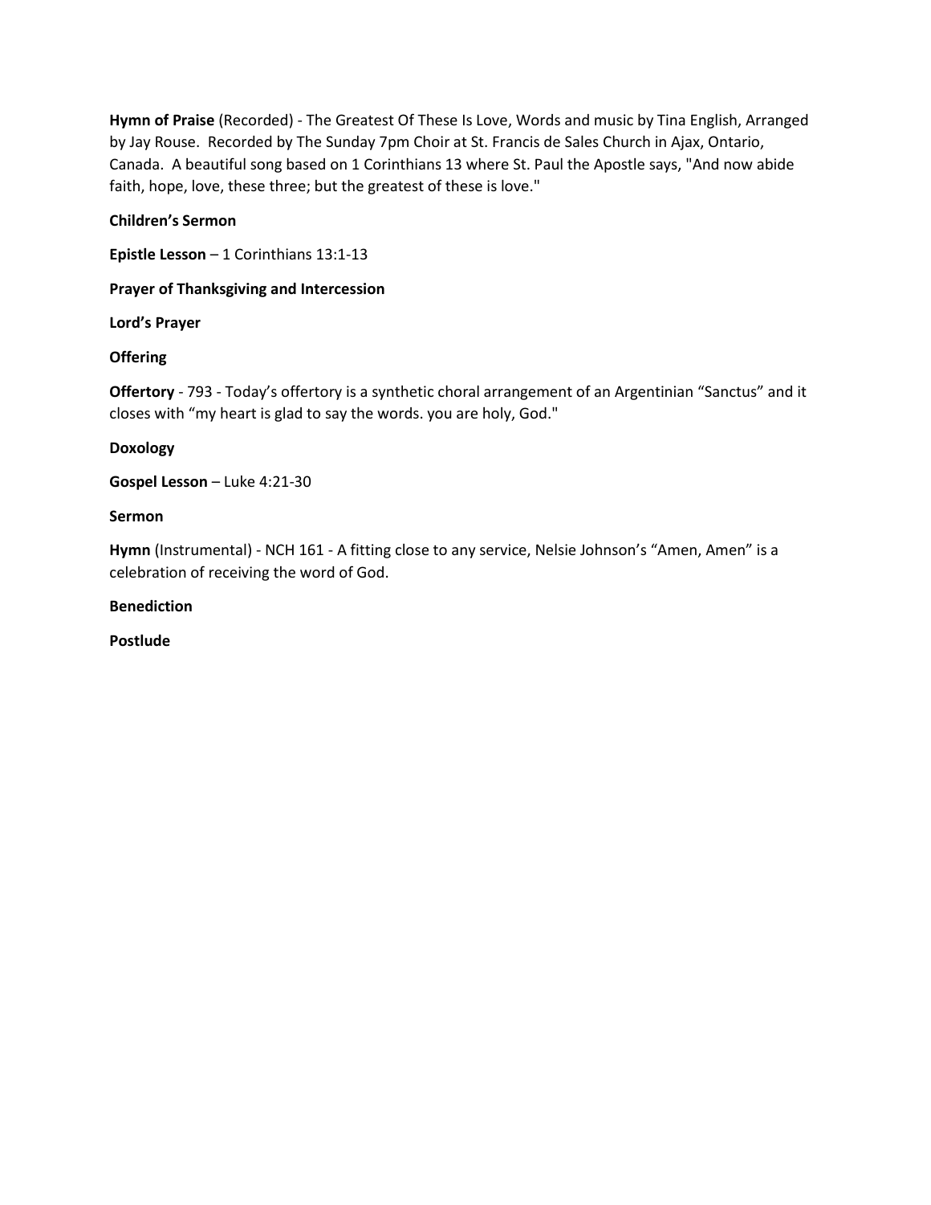**Hymn of Praise** (Recorded) - The Greatest Of These Is Love, Words and music by Tina English, Arranged by Jay Rouse. Recorded by The Sunday 7pm Choir at St. Francis de Sales Church in Ajax, Ontario, Canada. A beautiful song based on 1 Corinthians 13 where St. Paul the Apostle says, "And now abide faith, hope, love, these three; but the greatest of these is love."

**Children's Sermon**

**Epistle Lesson** – 1 Corinthians 13:1-13

**Prayer of Thanksgiving and Intercession**

**Lord's Prayer**

**Offering**

**Offertory** - 793 - Today's offertory is a synthetic choral arrangement of an Argentinian "Sanctus" and it closes with "my heart is glad to say the words. you are holy, God."

**Doxology**

**Gospel Lesson** – Luke 4:21-30

**Sermon**

**Hymn** (Instrumental) - NCH 161 - A fitting close to any service, Nelsie Johnson's "Amen, Amen" is a celebration of receiving the word of God.

**Benediction**

**Postlude**